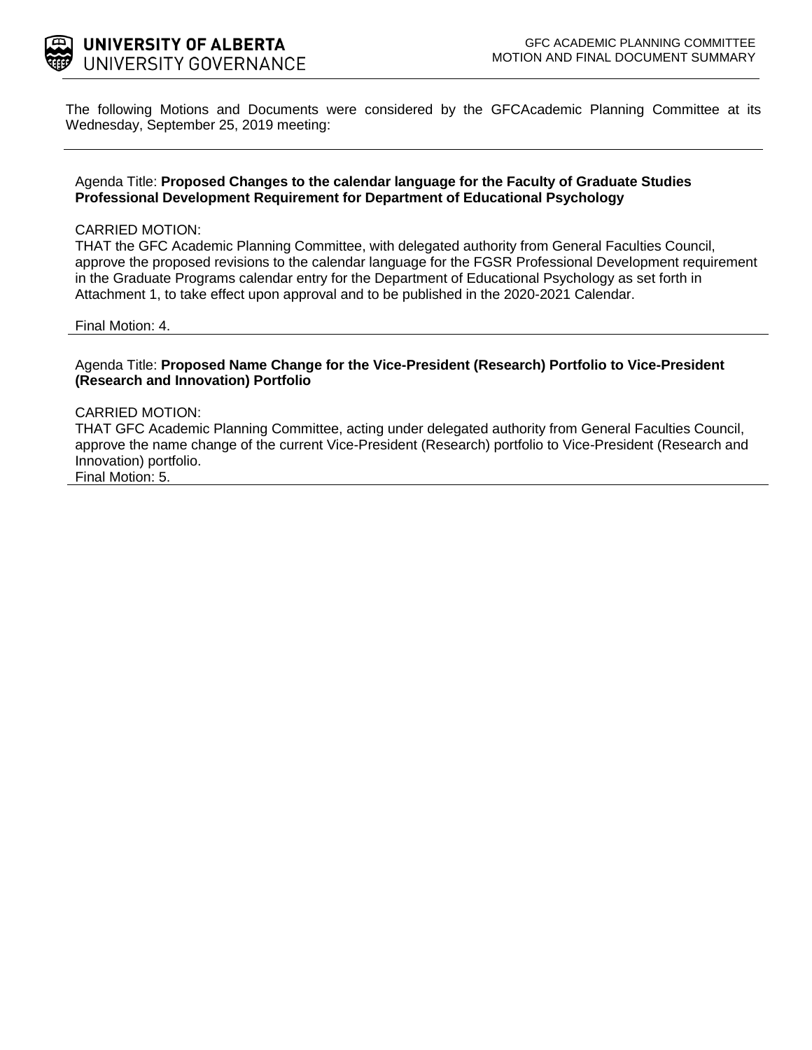UNIVERSITY OF ALBERTA
UNIVERSITY GOVERNANCE

GFC ACADEMIC PLANNING COMMITTEE
MOTION AND FINAL DOCUMENT SUMMARY

The following Motions and Documents were considered by the GFCAcademic Planning Committee at its Wednesday, September 25, 2019 meeting:

---

Agenda Title: **Proposed Changes to the calendar language for the Faculty of Graduate Studies Professional Development Requirement for Department of Educational Psychology**

CARRIED MOTION:
THAT the GFC Academic Planning Committee, with delegated authority from General Faculties Council, approve the proposed revisions to the calendar language for the FGSR Professional Development requirement in the Graduate Programs calendar entry for the Department of Educational Psychology as set forth in Attachment 1, to take effect upon approval and to be published in the 2020-2021 Calendar.

Final Motion: 4.

---

Agenda Title: **Proposed Name Change for the Vice-President (Research) Portfolio to Vice-President (Research and Innovation) Portfolio**

CARRIED MOTION:
THAT GFC Academic Planning Committee, acting under delegated authority from General Faculties Council, approve the name change of the current Vice-President (Research) portfolio to Vice-President (Research and Innovation) portfolio.
Final Motion: 5.

---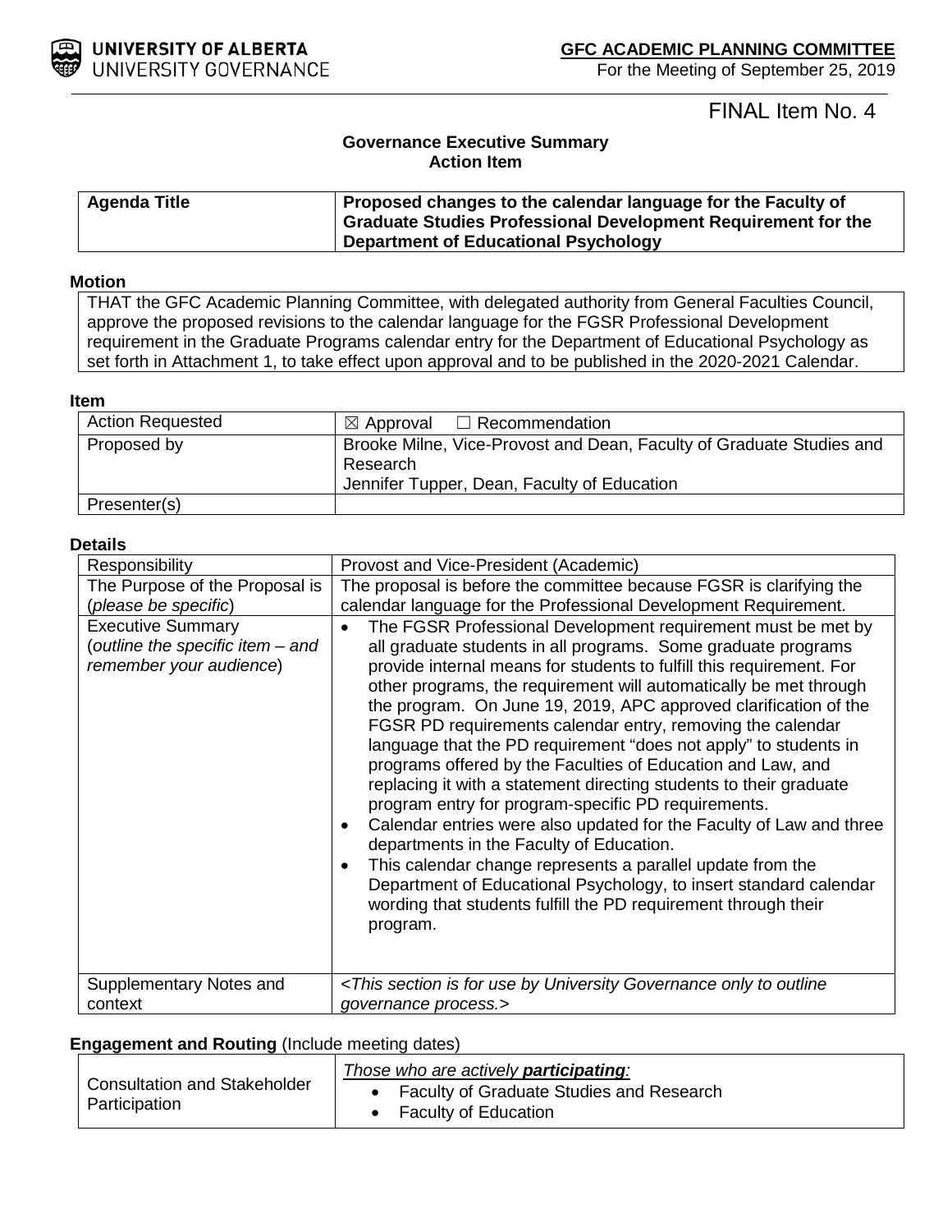**FINAL Item No. 4**

**Governance Executive Summary**
**Action Item**

| Agenda Title | Proposed changes to the calendar language for the Faculty of Graduate Studies Professional Development Requirement for the Department of Educational Psychology |
|---|---|

### Motion

THAT the GFC Academic Planning Committee, with delegated authority from General Faculties Council, approve the proposed revisions to the calendar language for the FGSR Professional Development requirement in the Graduate Programs calendar entry for the Department of Educational Psychology as set forth in Attachment 1, to take effect upon approval and to be published in the 2020-2021 Calendar.

### Item

| Action Requested | ☒ Approval ☐ Recommendation |
|---|---|
| Proposed by | Brooke Milne, Vice-Provost and Dean, Faculty of Graduate Studies and Research<br>Jennifer Tupper, Dean, Faculty of Education |
| Presenter(s) | |

### Details

| Responsibility | Provost and Vice-President (Academic) |
|---|---|
| The Purpose of the Proposal is (*please be specific*) | The proposal is before the committee because FGSR is clarifying the calendar language for the Professional Development Requirement. |
| Executive Summary (*outline the specific item – and remember your audience*) | • The FGSR Professional Development requirement must be met by all graduate students in all programs. Some graduate programs provide internal means for students to fulfill this requirement. For other programs, the requirement will automatically be met through the program. On June 19, 2019, APC approved clarification of the FGSR PD requirements calendar entry, removing the calendar language that the PD requirement "does not apply" to students in programs offered by the Faculties of Education and Law, and replacing it with a statement directing students to their graduate program entry for program-specific PD requirements.<br>• Calendar entries were also updated for the Faculty of Law and three departments in the Faculty of Education.<br>• This calendar change represents a parallel update from the Department of Educational Psychology, to insert standard calendar wording that students fulfill the PD requirement through their program. |
| Supplementary Notes and context | *<This section is for use by University Governance only to outline governance process.>* |

### Engagement and Routing (Include meeting dates)

| Consultation and Stakeholder Participation | *Those who are actively **participating**:*<br>• Faculty of Graduate Studies and Research<br>• Faculty of Education |
|---|---|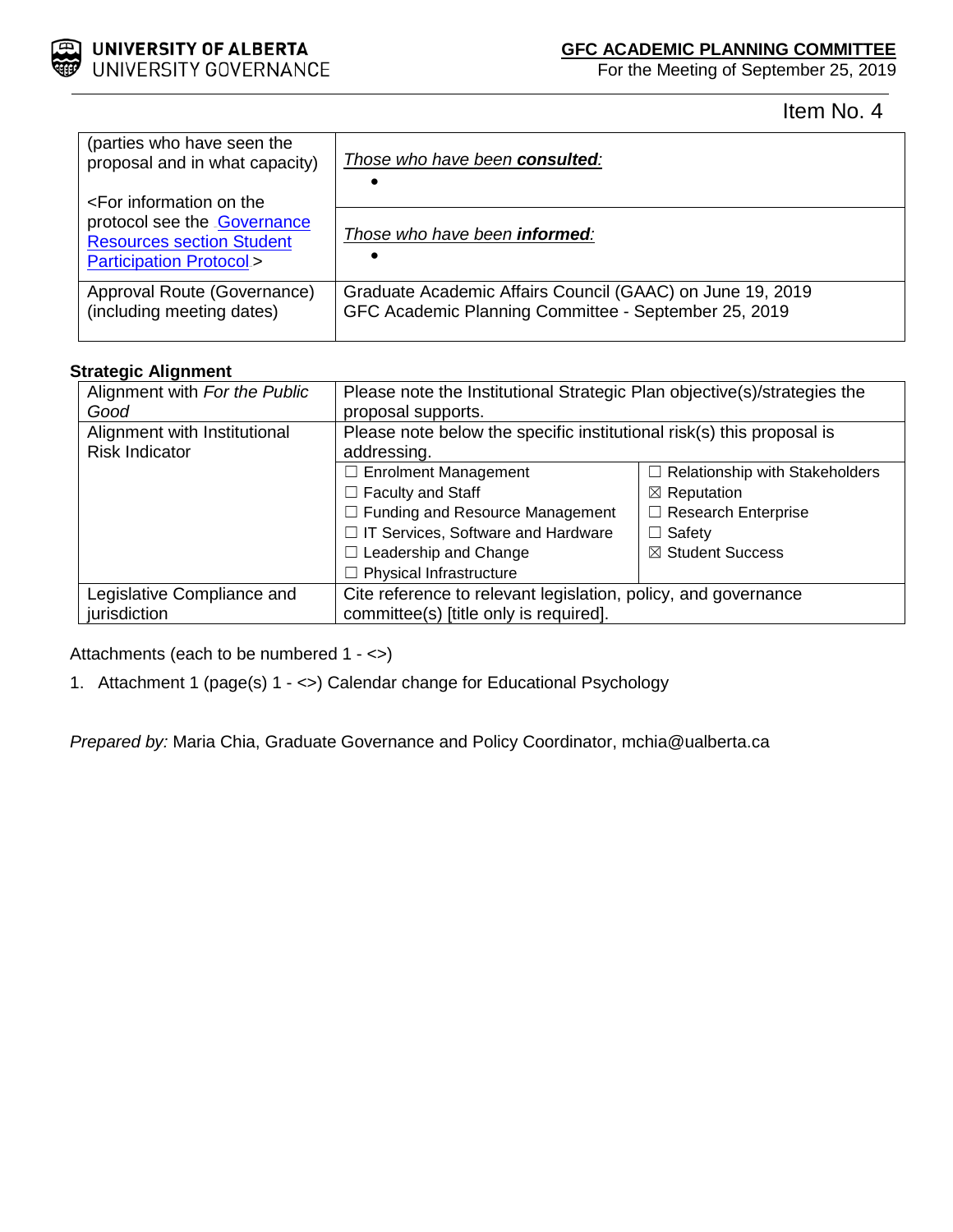Item No. 4

| (parties who have seen the proposal and in what capacity)<br><br><For information on the protocol see the Governance Resources section Student Participation Protocol > | *Those who have been **consulted**:*<br>•<br><br>*Those who have been **informed**:*<br>• |
|---|---|
| Approval Route (Governance) (including meeting dates) | Graduate Academic Affairs Council (GAAC) on June 19, 2019<br>GFC Academic Planning Committee - September 25, 2019 |

**Strategic Alignment**

| | | |
|---|---|---|
| Alignment with *For the Public Good* | Please note the Institutional Strategic Plan objective(s)/strategies the proposal supports. | |
| Alignment with Institutional Risk Indicator | Please note below the specific institutional risk(s) this proposal is addressing. | |
| | ☐ Enrolment Management<br>☐ Faculty and Staff<br>☐ Funding and Resource Management<br>☐ IT Services, Software and Hardware<br>☐ Leadership and Change<br>☐ Physical Infrastructure | ☐ Relationship with Stakeholders<br>☒ Reputation<br>☐ Research Enterprise<br>☐ Safety<br>☒ Student Success |
| Legislative Compliance and jurisdiction | Cite reference to relevant legislation, policy, and governance committee(s) [title only is required]. | |

Attachments (each to be numbered 1 - <>)

1. Attachment 1 (page(s) 1 - <>) Calendar change for Educational Psychology

*Prepared by:* Maria Chia, Graduate Governance and Policy Coordinator, mchia@ualberta.ca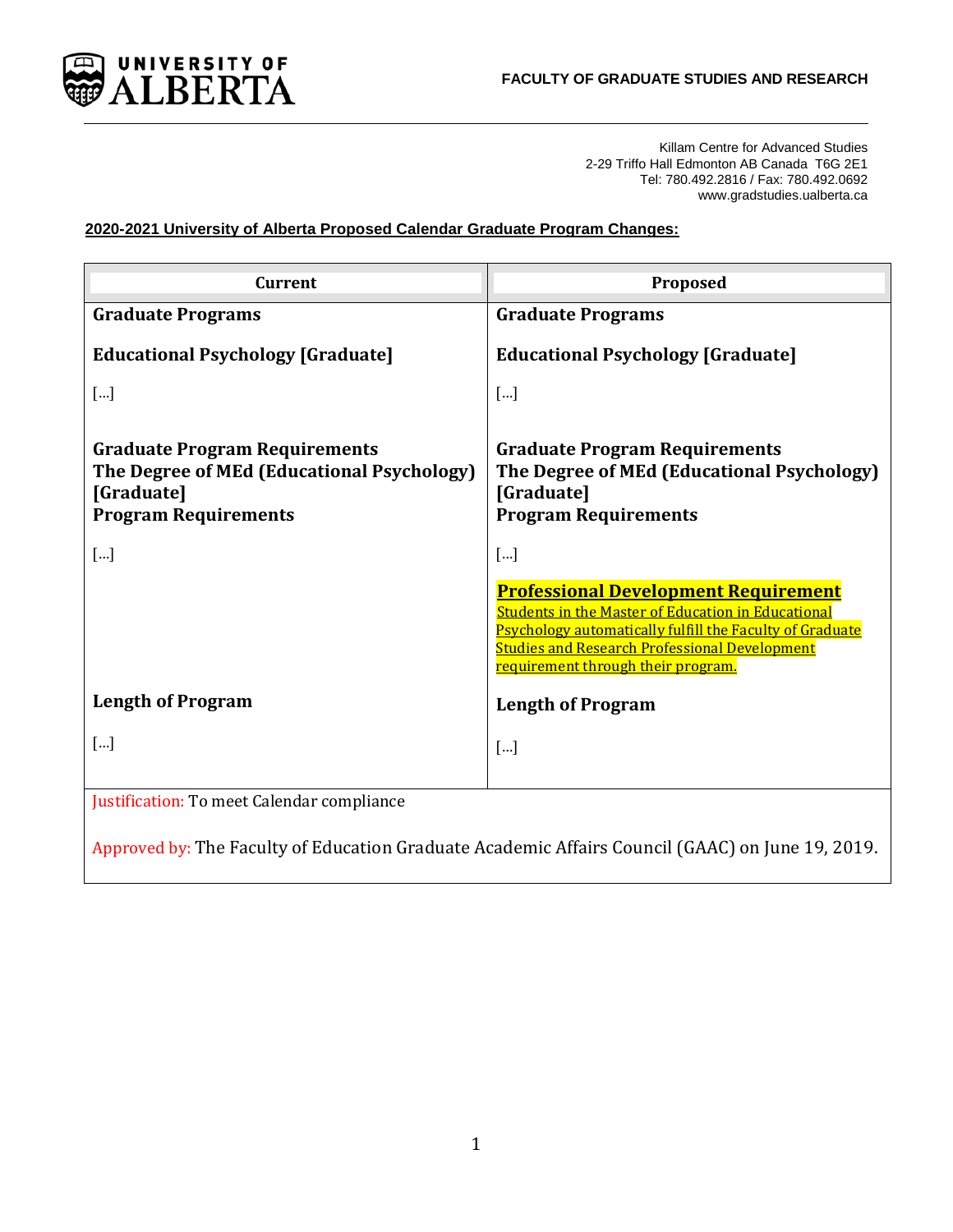**FACULTY OF GRADUATE STUDIES AND RESEARCH**

Killam Centre for Advanced Studies
2-29 Triffo Hall Edmonton AB Canada T6G 2E1
Tel: 780.492.2816 / Fax: 780.492.0692
www.gradstudies.ualberta.ca

**2020-2021 University of Alberta Proposed Calendar Graduate Program Changes:**

| Current | Proposed |
|---|---|
| **Graduate Programs**<br><br>**Educational Psychology [Graduate]**<br><br>[...]<br><br>**Graduate Program Requirements**<br>**The Degree of MEd (Educational Psychology) [Graduate]**<br>**Program Requirements**<br><br>[...]<br><br>**Length of Program**<br><br>[...] | **Graduate Programs**<br><br>**Educational Psychology [Graduate]**<br><br>[...]<br><br>**Graduate Program Requirements**<br>**The Degree of MEd (Educational Psychology) [Graduate]**<br>**Program Requirements**<br><br>[...]<br><br>**Professional Development Requirement**<br>Students in the Master of Education in Educational Psychology automatically fulfill the Faculty of Graduate Studies and Research Professional Development requirement through their program.<br><br>**Length of Program**<br><br>[...] |

Justification: To meet Calendar compliance

Approved by: The Faculty of Education Graduate Academic Affairs Council (GAAC) on June 19, 2019.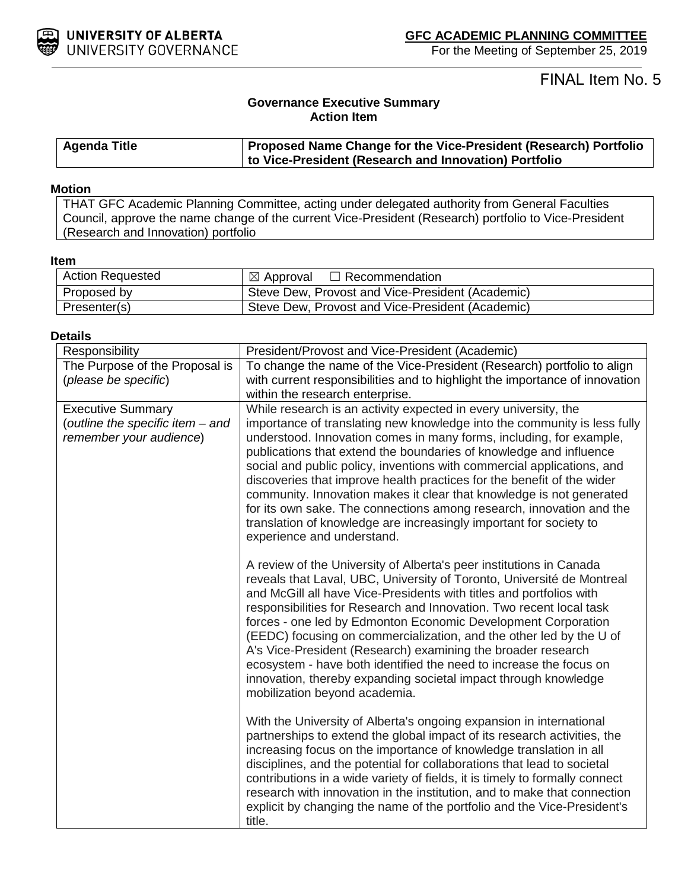**GFC ACADEMIC PLANNING COMMITTEE**
For the Meeting of September 25, 2019

FINAL Item No. 5

**Governance Executive Summary**
**Action Item**

| Agenda Title | Proposed Name Change for the Vice-President (Research) Portfolio to Vice-President (Research and Innovation) Portfolio |
|---|---|

**Motion**

THAT GFC Academic Planning Committee, acting under delegated authority from General Faculties Council, approve the name change of the current Vice-President (Research) portfolio to Vice-President (Research and Innovation) portfolio

**Item**

| | |
|---|---|
| Action Requested | ☒ Approval ☐ Recommendation |
| Proposed by | Steve Dew, Provost and Vice-President (Academic) |
| Presenter(s) | Steve Dew, Provost and Vice-President (Academic) |

**Details**

| | |
|---|---|
| Responsibility | President/Provost and Vice-President (Academic) |
| The Purpose of the Proposal is (*please be specific*) | To change the name of the Vice-President (Research) portfolio to align with current responsibilities and to highlight the importance of innovation within the research enterprise. |
| Executive Summary (*outline the specific item – and remember your audience*) | While research is an activity expected in every university, the importance of translating new knowledge into the community is less fully understood. Innovation comes in many forms, including, for example, publications that extend the boundaries of knowledge and influence social and public policy, inventions with commercial applications, and discoveries that improve health practices for the benefit of the wider community. Innovation makes it clear that knowledge is not generated for its own sake. The connections among research, innovation and the translation of knowledge are increasingly important for society to experience and understand.<br><br>A review of the University of Alberta's peer institutions in Canada reveals that Laval, UBC, University of Toronto, Université de Montreal and McGill all have Vice-Presidents with titles and portfolios with responsibilities for Research and Innovation. Two recent local task forces - one led by Edmonton Economic Development Corporation (EEDC) focusing on commercialization, and the other led by the U of A's Vice-President (Research) examining the broader research ecosystem - have both identified the need to increase the focus on innovation, thereby expanding societal impact through knowledge mobilization beyond academia.<br><br>With the University of Alberta's ongoing expansion in international partnerships to extend the global impact of its research activities, the increasing focus on the importance of knowledge translation in all disciplines, and the potential for collaborations that lead to societal contributions in a wide variety of fields, it is timely to formally connect research with innovation in the institution, and to make that connection explicit by changing the name of the portfolio and the Vice-President's title. |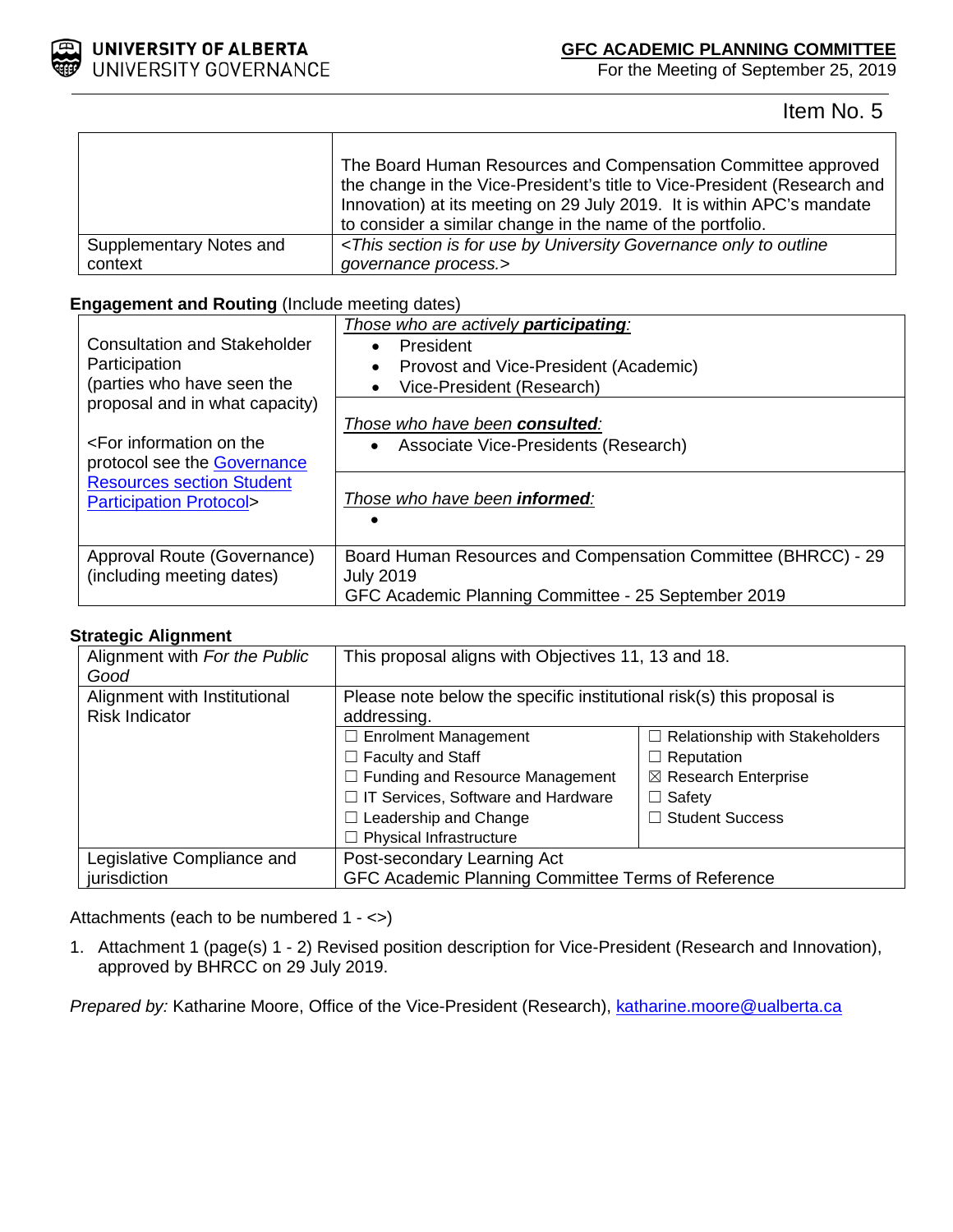Item No. 5

| | |
|---|---|
| | The Board Human Resources and Compensation Committee approved the change in the Vice-President's title to Vice-President (Research and Innovation) at its meeting on 29 July 2019. It is within APC's mandate to consider a similar change in the name of the portfolio. |
| Supplementary Notes and context | *<This section is for use by University Governance only to outline governance process.>* |

**Engagement and Routing** (Include meeting dates)

| | |
|---|---|
| Consultation and Stakeholder Participation (parties who have seen the proposal and in what capacity)<br><br><For information on the protocol see the [Governance Resources section Student Participation Protocol](#)> | *Those who are actively **participating**:*<br>• President<br>• Provost and Vice-President (Academic)<br>• Vice-President (Research) |
| | *Those who have been **consulted**:*<br>• Associate Vice-Presidents (Research) |
| | *Those who have been **informed**:*<br>• |
| Approval Route (Governance) (including meeting dates) | Board Human Resources and Compensation Committee (BHRCC) - 29 July 2019<br>GFC Academic Planning Committee - 25 September 2019 |

**Strategic Alignment**

| | | |
|---|---|---|
| Alignment with *For the Public Good* | This proposal aligns with Objectives 11, 13 and 18. | |
| Alignment with Institutional Risk Indicator | Please note below the specific institutional risk(s) this proposal is addressing. | |
| | ☐ Enrolment Management<br>☐ Faculty and Staff<br>☐ Funding and Resource Management<br>☐ IT Services, Software and Hardware<br>☐ Leadership and Change<br>☐ Physical Infrastructure | ☐ Relationship with Stakeholders<br>☐ Reputation<br>☒ Research Enterprise<br>☐ Safety<br>☐ Student Success |
| Legislative Compliance and jurisdiction | Post-secondary Learning Act<br>GFC Academic Planning Committee Terms of Reference | |

Attachments (each to be numbered 1 - <>)

1. Attachment 1 (page(s) 1 - 2) Revised position description for Vice-President (Research and Innovation), approved by BHRCC on 29 July 2019.

*Prepared by:* Katharine Moore, Office of the Vice-President (Research), [katharine.moore@ualberta.ca](mailto:katharine.moore@ualberta.ca)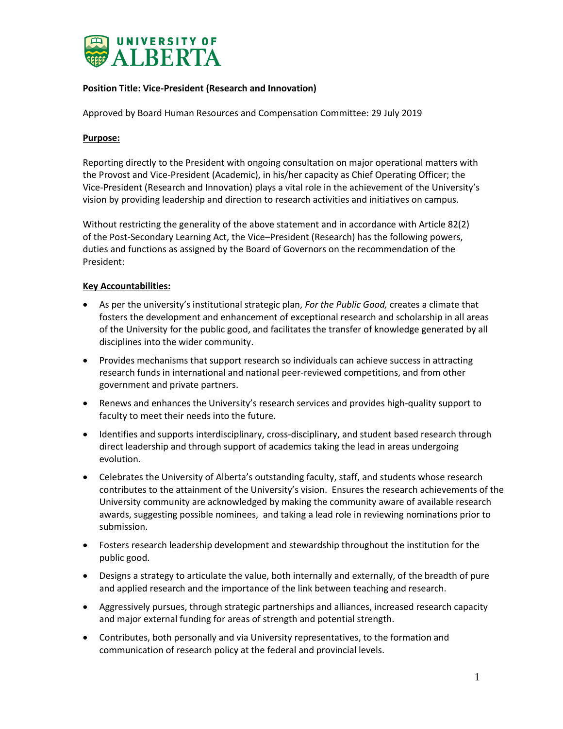**Position Title: Vice-President (Research and Innovation)**

Approved by Board Human Resources and Compensation Committee: 29 July 2019

**Purpose:**

Reporting directly to the President with ongoing consultation on major operational matters with the Provost and Vice-President (Academic), in his/her capacity as Chief Operating Officer; the Vice-President (Research and Innovation) plays a vital role in the achievement of the University's vision by providing leadership and direction to research activities and initiatives on campus.

Without restricting the generality of the above statement and in accordance with Article 82(2) of the Post-Secondary Learning Act, the Vice–President (Research) has the following powers, duties and functions as assigned by the Board of Governors on the recommendation of the President:

**Key Accountabilities:**

- As per the university's institutional strategic plan, *For the Public Good,* creates a climate that fosters the development and enhancement of exceptional research and scholarship in all areas of the University for the public good, and facilitates the transfer of knowledge generated by all disciplines into the wider community.
- Provides mechanisms that support research so individuals can achieve success in attracting research funds in international and national peer-reviewed competitions, and from other government and private partners.
- Renews and enhances the University's research services and provides high-quality support to faculty to meet their needs into the future.
- Identifies and supports interdisciplinary, cross-disciplinary, and student based research through direct leadership and through support of academics taking the lead in areas undergoing evolution.
- Celebrates the University of Alberta's outstanding faculty, staff, and students whose research contributes to the attainment of the University's vision. Ensures the research achievements of the University community are acknowledged by making the community aware of available research awards, suggesting possible nominees, and taking a lead role in reviewing nominations prior to submission.
- Fosters research leadership development and stewardship throughout the institution for the public good.
- Designs a strategy to articulate the value, both internally and externally, of the breadth of pure and applied research and the importance of the link between teaching and research.
- Aggressively pursues, through strategic partnerships and alliances, increased research capacity and major external funding for areas of strength and potential strength.
- Contributes, both personally and via University representatives, to the formation and communication of research policy at the federal and provincial levels.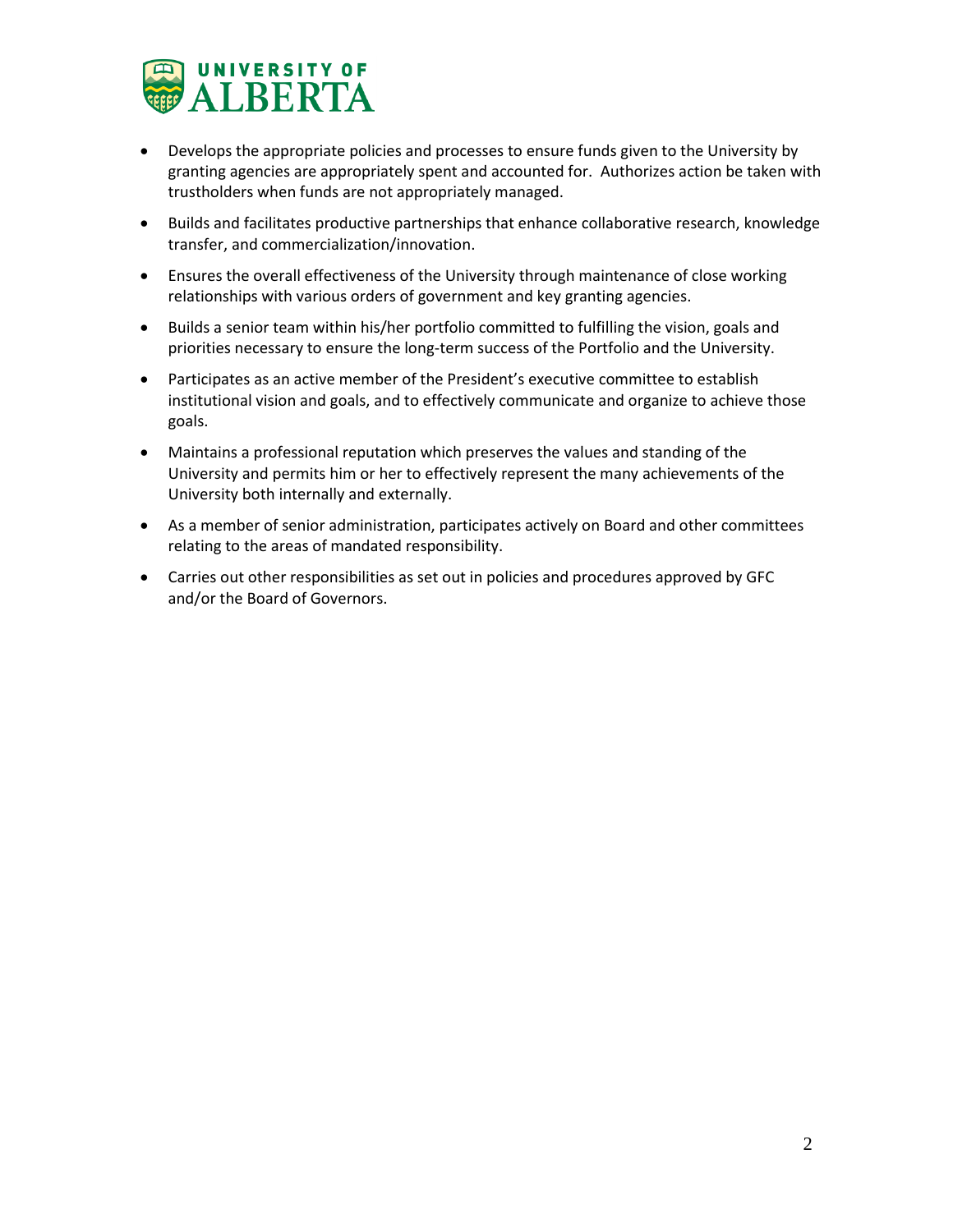- Develops the appropriate policies and processes to ensure funds given to the University by granting agencies are appropriately spent and accounted for. Authorizes action be taken with trustholders when funds are not appropriately managed.
- Builds and facilitates productive partnerships that enhance collaborative research, knowledge transfer, and commercialization/innovation.
- Ensures the overall effectiveness of the University through maintenance of close working relationships with various orders of government and key granting agencies.
- Builds a senior team within his/her portfolio committed to fulfilling the vision, goals and priorities necessary to ensure the long-term success of the Portfolio and the University.
- Participates as an active member of the President's executive committee to establish institutional vision and goals, and to effectively communicate and organize to achieve those goals.
- Maintains a professional reputation which preserves the values and standing of the University and permits him or her to effectively represent the many achievements of the University both internally and externally.
- As a member of senior administration, participates actively on Board and other committees relating to the areas of mandated responsibility.
- Carries out other responsibilities as set out in policies and procedures approved by GFC and/or the Board of Governors.